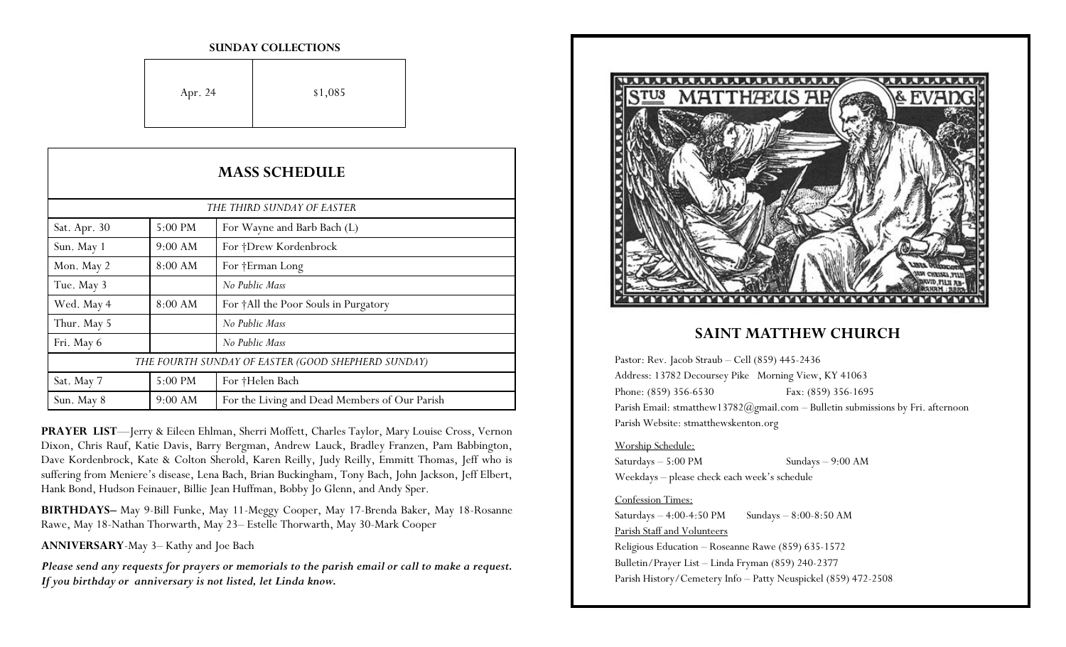**SUNDAY COLLECTIONS**

| | |
|---|---|
| Apr. 24 | $1,085 |

## MASS SCHEDULE

| | | |
|---|---|---|
| *THE THIRD SUNDAY OF EASTER* | | |
| Sat. Apr. 30 | 5:00 PM | For Wayne and Barb Bach (L) |
| Sun. May 1 | 9:00 AM | For †Drew Kordenbrock |
| Mon. May 2 | 8:00 AM | For †Erman Long |
| Tue. May 3 | | *No Public Mass* |
| Wed. May 4 | 8:00 AM | For †All the Poor Souls in Purgatory |
| Thur. May 5 | | *No Public Mass* |
| Fri. May 6 | | *No Public Mass* |
| *THE FOURTH SUNDAY OF EASTER (GOOD SHEPHERD SUNDAY)* | | |
| Sat. May 7 | 5:00 PM | For †Helen Bach |
| Sun. May 8 | 9:00 AM | For the Living and Dead Members of Our Parish |

**PRAYER LIST**—Jerry & Eileen Ehlman, Sherri Moffett, Charles Taylor, Mary Louise Cross, Vernon Dixon, Chris Rauf, Katie Davis, Barry Bergman, Andrew Lauck, Bradley Franzen, Pam Babbington, Dave Kordenbrock, Kate & Colton Sherold, Karen Reilly, Judy Reilly, Emmitt Thomas, Jeff who is suffering from Meniere's disease, Lena Bach, Brian Buckingham, Tony Bach, John Jackson, Jeff Elbert, Hank Bond, Hudson Feinauer, Billie Jean Huffman, Bobby Jo Glenn, and Andy Sper.

**BIRTHDAYS–** May 9-Bill Funke, May 11-Meggy Cooper, May 17-Brenda Baker, May 18-Rosanne Rawe, May 18-Nathan Thorwarth, May 23– Estelle Thorwarth, May 30-Mark Cooper

**ANNIVERSARY**-May 3– Kathy and Joe Bach

***Please send any requests for prayers or memorials to the parish email or call to make a request. If you birthday or anniversary is not listed, let Linda know.***

## SAINT MATTHEW CHURCH

Pastor: Rev. Jacob Straub – Cell (859) 445-2436
Address: 13782 Decoursey Pike Morning View, KY 41063
Phone: (859) 356-6530 Fax: (859) 356-1695
Parish Email: stmatthew13782@gmail.com – Bulletin submissions by Fri. afternoon
Parish Website: stmatthewskenton.org

Worship Schedule:
Saturdays – 5:00 PM Sundays – 9:00 AM
Weekdays – please check each week's schedule

Confession Times:
Saturdays – 4:00-4:50 PM Sundays – 8:00-8:50 AM

Parish Staff and Volunteers
Religious Education – Roseanne Rawe (859) 635-1572
Bulletin/Prayer List – Linda Fryman (859) 240-2377
Parish History/Cemetery Info – Patty Neuspickel (859) 472-2508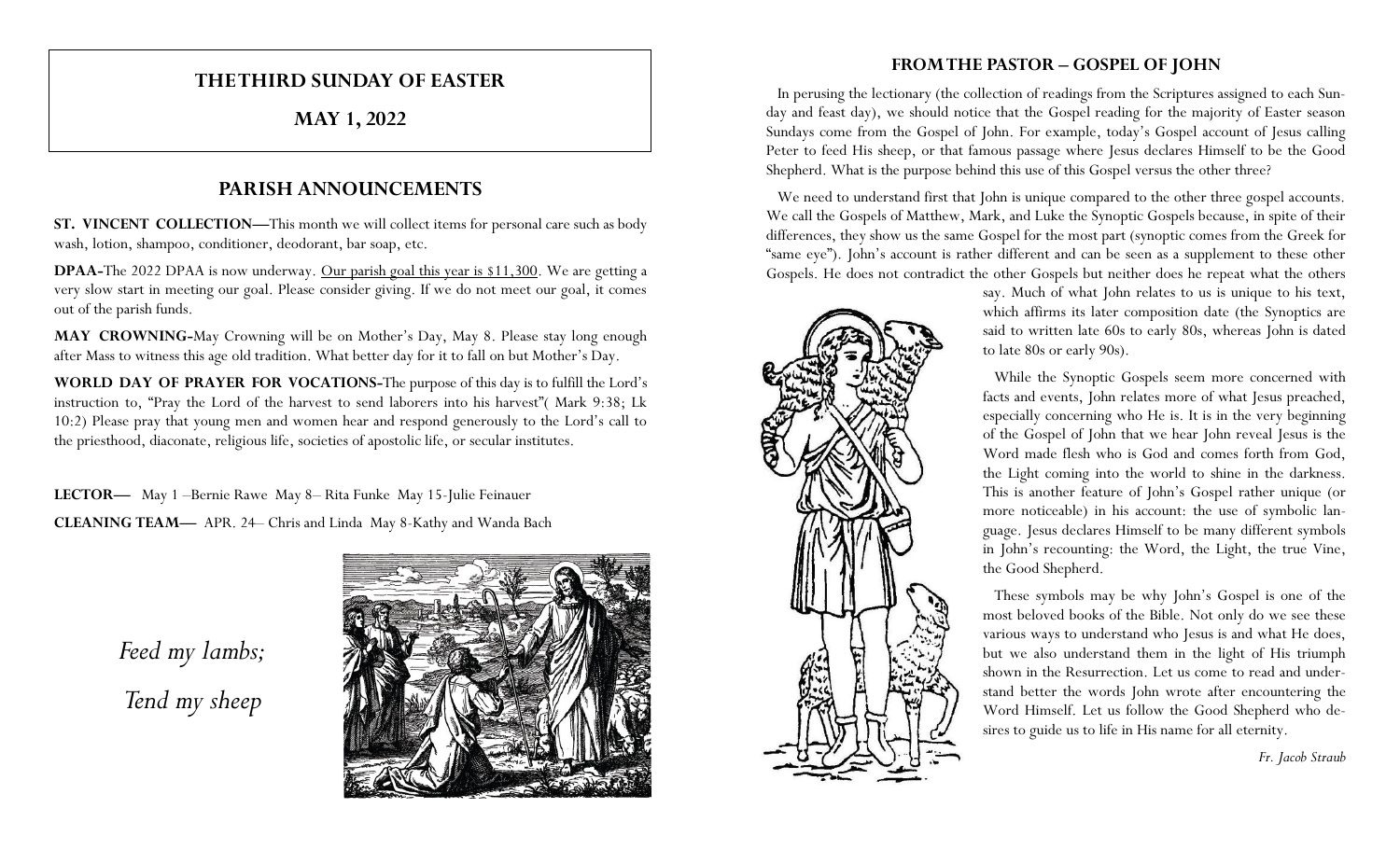# THE THIRD SUNDAY OF EASTER

**MAY 1, 2022**

## PARISH ANNOUNCEMENTS

**ST. VINCENT COLLECTION—**This month we will collect items for personal care such as body wash, lotion, shampoo, conditioner, deodorant, bar soap, etc.

**DPAA-**The 2022 DPAA is now underway. Our parish goal this year is $11,300. We are getting a very slow start in meeting our goal. Please consider giving. If we do not meet our goal, it comes out of the parish funds.

**MAY CROWNING-**May Crowning will be on Mother's Day, May 8. Please stay long enough after Mass to witness this age old tradition. What better day for it to fall on but Mother's Day.

**WORLD DAY OF PRAYER FOR VOCATIONS-**The purpose of this day is to fulfill the Lord's instruction to, "Pray the Lord of the harvest to send laborers into his harvest"( Mark 9:38; Lk 10:2) Please pray that young men and women hear and respond generously to the Lord's call to the priesthood, diaconate, religious life, societies of apostolic life, or secular institutes.

**LECTOR—** May 1 –Bernie Rawe May 8– Rita Funke May 15-Julie Feinauer

**CLEANING TEAM—** APR. 24– Chris and Linda May 8-Kathy and Wanda Bach

*Feed my lambs;*

*Tend my sheep*

## FROM THE PASTOR – GOSPEL OF JOHN

In perusing the lectionary (the collection of readings from the Scriptures assigned to each Sunday and feast day), we should notice that the Gospel reading for the majority of Easter season Sundays come from the Gospel of John. For example, today's Gospel account of Jesus calling Peter to feed His sheep, or that famous passage where Jesus declares Himself to be the Good Shepherd. What is the purpose behind this use of this Gospel versus the other three?

We need to understand first that John is unique compared to the other three gospel accounts. We call the Gospels of Matthew, Mark, and Luke the Synoptic Gospels because, in spite of their differences, they show us the same Gospel for the most part (synoptic comes from the Greek for "same eye"). John's account is rather different and can be seen as a supplement to these other Gospels. He does not contradict the other Gospels but neither does he repeat what the others say. Much of what John relates to us is unique to his text, which affirms its later composition date (the Synoptics are said to written late 60s to early 80s, whereas John is dated to late 80s or early 90s).

While the Synoptic Gospels seem more concerned with facts and events, John relates more of what Jesus preached, especially concerning who He is. It is in the very beginning of the Gospel of John that we hear John reveal Jesus is the Word made flesh who is God and comes forth from God, the Light coming into the world to shine in the darkness. This is another feature of John's Gospel rather unique (or more noticeable) in his account: the use of symbolic language. Jesus declares Himself to be many different symbols in John's recounting: the Word, the Light, the true Vine, the Good Shepherd.

These symbols may be why John's Gospel is one of the most beloved books of the Bible. Not only do we see these various ways to understand who Jesus is and what He does, but we also understand them in the light of His triumph shown in the Resurrection. Let us come to read and understand better the words John wrote after encountering the Word Himself. Let us follow the Good Shepherd who desires to guide us to life in His name for all eternity.

*Fr. Jacob Straub*